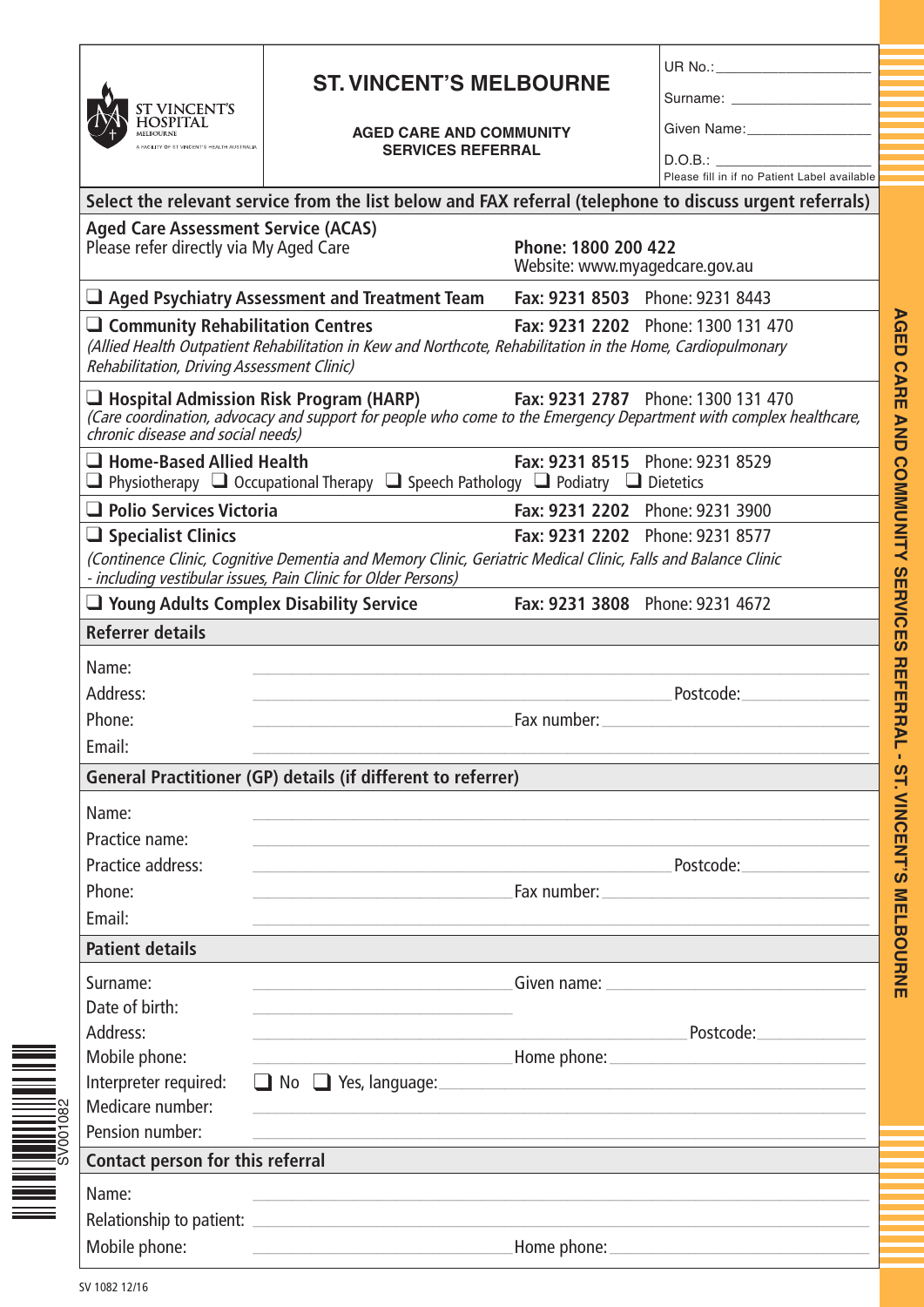ST VINCENT'S HOSPITAL MELBOURNE
A FACILITY OF ST VINCENT'S HEALTH AUSTRALIA

# ST. VINCENT'S MELBOURNE

## AGED CARE AND COMMUNITY SERVICES REFERRAL

UR No.: ____________________

Surname: ____________________

Given Name: ____________________

D.O.B.: ____________________

Please fill in if no Patient Label available

**Select the relevant service from the list below and FAX referral (telephone to discuss urgent referrals)**

**Aged Care Assessment Service (ACAS)**
Please refer directly via My Aged Care — **Phone: 1800 200 422**
Website: www.myagedcare.gov.au

❑ **Aged Psychiatry Assessment and Treatment Team** — **Fax: 9231 8503** Phone: 9231 8443

❑ **Community Rehabilitation Centres** — **Fax: 9231 2202** Phone: 1300 131 470
*(Allied Health Outpatient Rehabilitation in Kew and Northcote, Rehabilitation in the Home, Cardiopulmonary Rehabilitation, Driving Assessment Clinic)*

❑ **Hospital Admission Risk Program (HARP)** — **Fax: 9231 2787** Phone: 1300 131 470
*(Care coordination, advocacy and support for people who come to the Emergency Department with complex healthcare, chronic disease and social needs)*

❑ **Home-Based Allied Health** — **Fax: 9231 8515** Phone: 9231 8529
❑ Physiotherapy ❑ Occupational Therapy ❑ Speech Pathology ❑ Podiatry ❑ Dietetics

❑ **Polio Services Victoria** — **Fax: 9231 2202** Phone: 9231 3900

❑ **Specialist Clinics** — **Fax: 9231 2202** Phone: 9231 8577
*(Continence Clinic, Cognitive Dementia and Memory Clinic, Geriatric Medical Clinic, Falls and Balance Clinic - including vestibular issues, Pain Clinic for Older Persons)*

❑ **Young Adults Complex Disability Service** — **Fax: 9231 3808** Phone: 9231 4672

## Referrer details

Name: ____________________

Address: ____________________ Postcode: __________

Phone: ____________________ Fax number: ____________________

Email: ____________________

## General Practitioner (GP) details (if different to referrer)

Name: ____________________

Practice name: ____________________

Practice address: ____________________ Postcode: __________

Phone: ____________________ Fax number: ____________________

Email: ____________________

## Patient details

Surname: ____________________ Given name: ____________________

Date of birth: ____________________

Address: ____________________ Postcode: __________

Mobile phone: ____________________ Home phone: ____________________

Interpreter required: ❑ No ❑ Yes, language: ____________________

Medicare number: ____________________

Pension number: ____________________

## Contact person for this referral

Name: ____________________

Relationship to patient: ____________________

Mobile phone: ____________________ Home phone: ____________________

SV 1082 12/16

SV001082

AGED CARE AND COMMUNITY SERVICES REFERRAL - ST. VINCENT'S MELBOURNE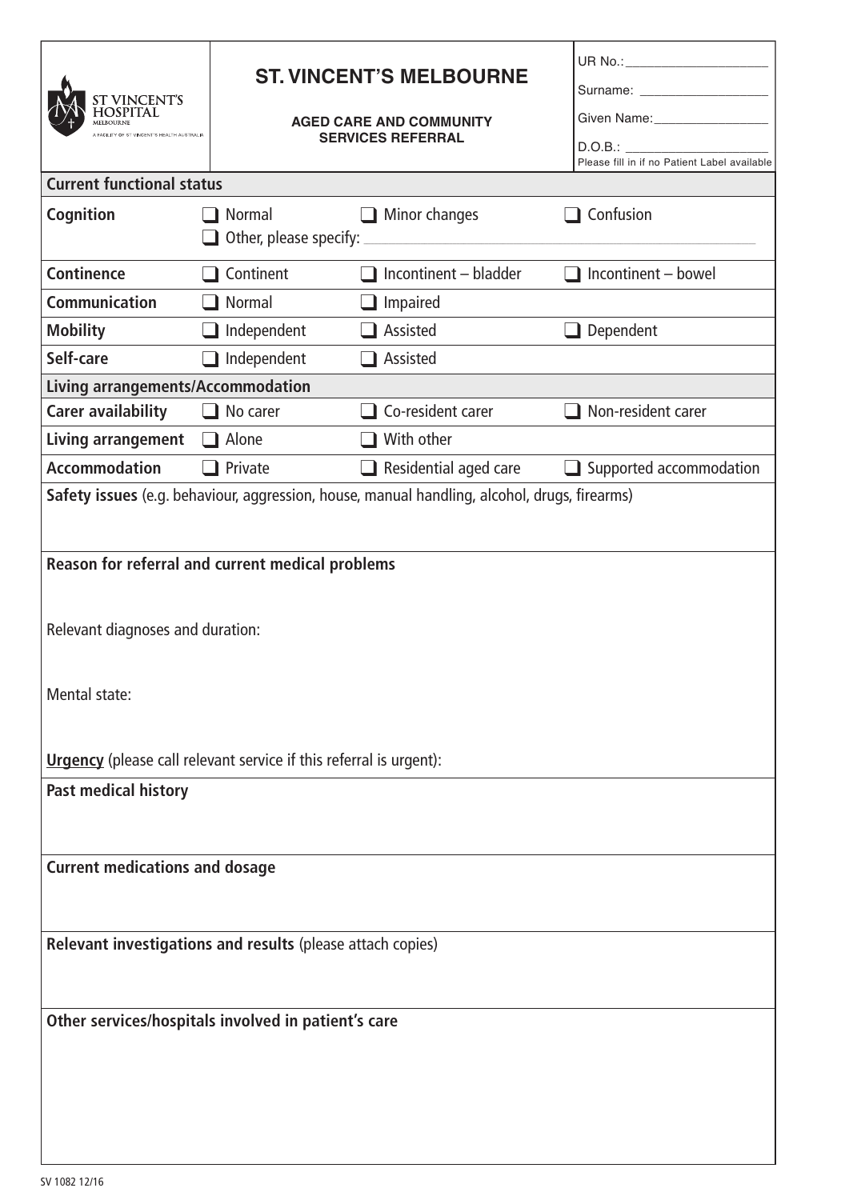ST VINCENT'S HOSPITAL MELBOURNE
A FACILITY OF ST VINCENT'S HEALTH AUSTRALIA

# ST. VINCENT'S MELBOURNE

## AGED CARE AND COMMUNITY SERVICES REFERRAL

UR No.:____________________

Surname: __________________

Given Name:________________

D.O.B.: ___________________

Please fill in if no Patient Label available

| | | | |
|---|---|---|---|
| **Current functional status** | | | |
| **Cognition** | ☐ Normal | ☐ Minor changes | ☐ Confusion |
| | ☐ Other, please specify: ______________________ | | |
| **Continence** | ☐ Continent | ☐ Incontinent – bladder | ☐ Incontinent – bowel |
| **Communication** | ☐ Normal | ☐ Impaired | |
| **Mobility** | ☐ Independent | ☐ Assisted | ☐ Dependent |
| **Self-care** | ☐ Independent | ☐ Assisted | |
| **Living arrangements/Accommodation** | | | |
| **Carer availability** | ☐ No carer | ☐ Co-resident carer | ☐ Non-resident carer |
| **Living arrangement** | ☐ Alone | ☐ With other | |
| **Accommodation** | ☐ Private | ☐ Residential aged care | ☐ Supported accommodation |

**Safety issues** (e.g. behaviour, aggression, house, manual handling, alcohol, drugs, firearms)

**Reason for referral and current medical problems**

Relevant diagnoses and duration:

Mental state:

**Urgency** (please call relevant service if this referral is urgent):

**Past medical history**

**Current medications and dosage**

**Relevant investigations and results** (please attach copies)

**Other services/hospitals involved in patient's care**

SV 1082 12/16